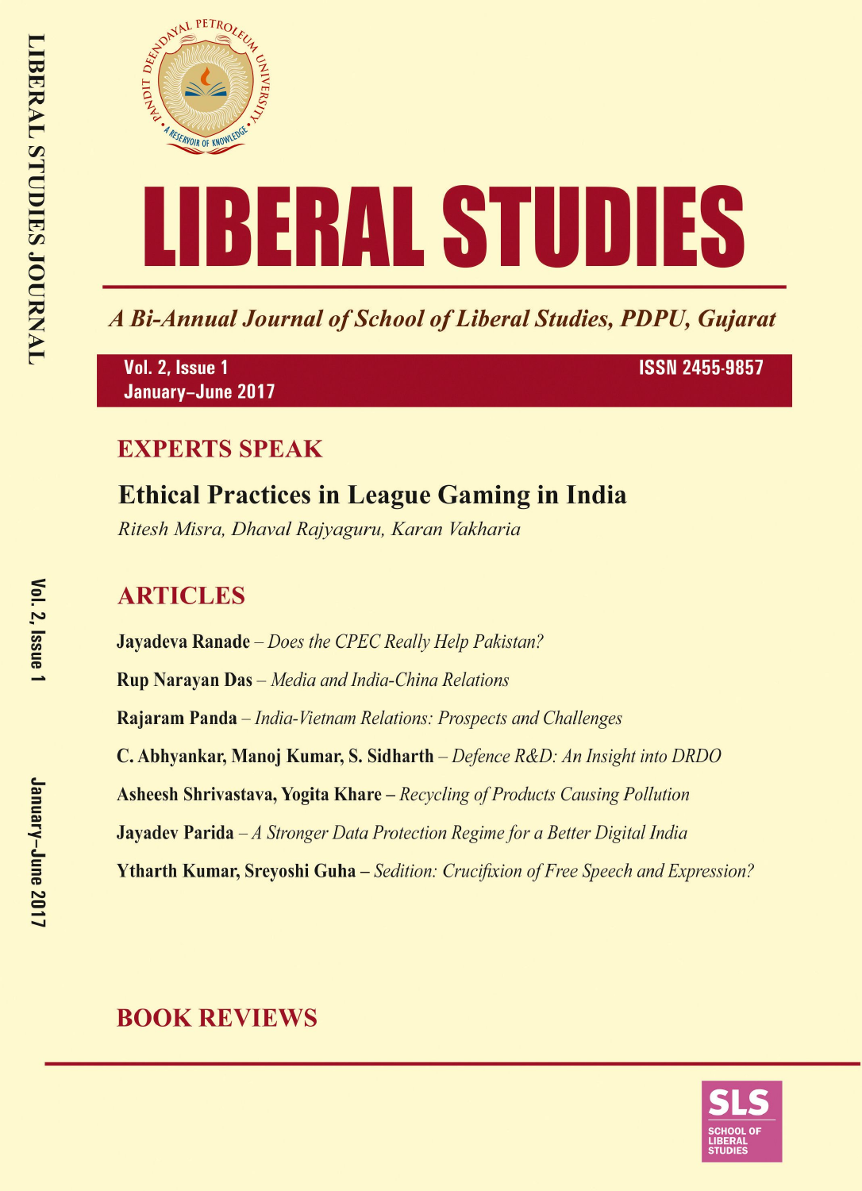# LIBERAL STUDIES

*A Bi-Annual Journal of School of Liberal Studies, PDPU, Gujarat*

Vol. 2, Issue 1
January–June 2017

ISSN 2455-9857

## EXPERTS SPEAK

### Ethical Practices in League Gaming in India

*Ritesh Misra, Dhaval Rajyaguru, Karan Vakharia*

## ARTICLES

**Jayadeva Ranade** – *Does the CPEC Really Help Pakistan?*

**Rup Narayan Das** – *Media and India-China Relations*

**Rajaram Panda** – *India-Vietnam Relations: Prospects and Challenges*

**C. Abhyankar, Manoj Kumar, S. Sidharth** – *Defence R&D: An Insight into DRDO*

**Asheesh Shrivastava, Yogita Khare** – *Recycling of Products Causing Pollution*

**Jayadev Parida** – *A Stronger Data Protection Regime for a Better Digital India*

**Ytharth Kumar, Sreyoshi Guha** – *Sedition: Crucifixion of Free Speech and Expression?*

## BOOK REVIEWS

SLS
SCHOOL OF LIBERAL STUDIES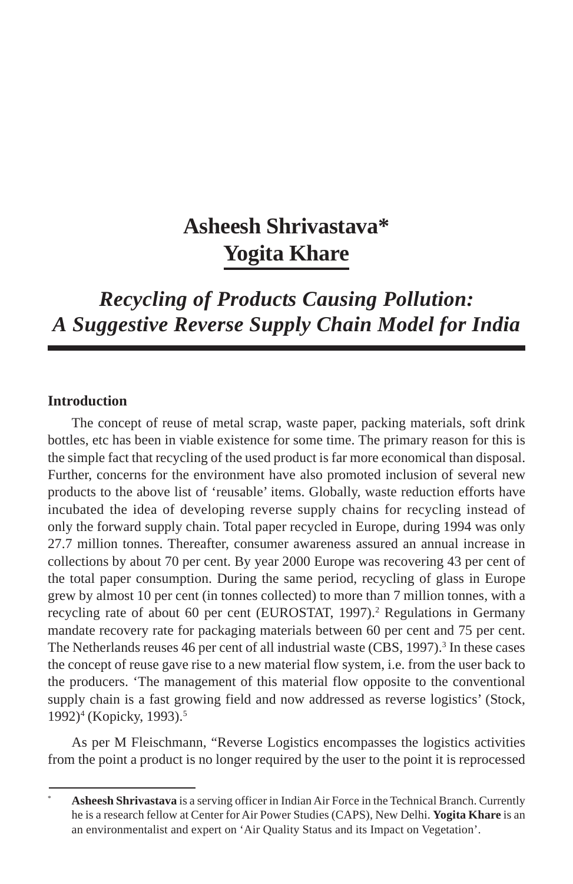**Asheesh Shrivastava***
**Yogita Khare**

# *Recycling of Products Causing Pollution: A Suggestive Reverse Supply Chain Model for India*

### Introduction

The concept of reuse of metal scrap, waste paper, packing materials, soft drink bottles, etc has been in viable existence for some time. The primary reason for this is the simple fact that recycling of the used product is far more economical than disposal. Further, concerns for the environment have also promoted inclusion of several new products to the above list of 'reusable' items. Globally, waste reduction efforts have incubated the idea of developing reverse supply chains for recycling instead of only the forward supply chain. Total paper recycled in Europe, during 1994 was only 27.7 million tonnes. Thereafter, consumer awareness assured an annual increase in collections by about 70 per cent. By year 2000 Europe was recovering 43 per cent of the total paper consumption. During the same period, recycling of glass in Europe grew by almost 10 per cent (in tonnes collected) to more than 7 million tonnes, with a recycling rate of about 60 per cent (EUROSTAT, 1997).[2] Regulations in Germany mandate recovery rate for packaging materials between 60 per cent and 75 per cent. The Netherlands reuses 46 per cent of all industrial waste (CBS, 1997).[3] In these cases the concept of reuse gave rise to a new material flow system, i.e. from the user back to the producers. 'The management of this material flow opposite to the conventional supply chain is a fast growing field and now addressed as reverse logistics' (Stock, 1992)[4] (Kopicky, 1993).[5]

As per M Fleischmann, "Reverse Logistics encompasses the logistics activities from the point a product is no longer required by the user to the point it is reprocessed

---

\* **Asheesh Shrivastava** is a serving officer in Indian Air Force in the Technical Branch. Currently he is a research fellow at Center for Air Power Studies (CAPS), New Delhi. **Yogita Khare** is an an environmentalist and expert on 'Air Quality Status and its Impact on Vegetation'.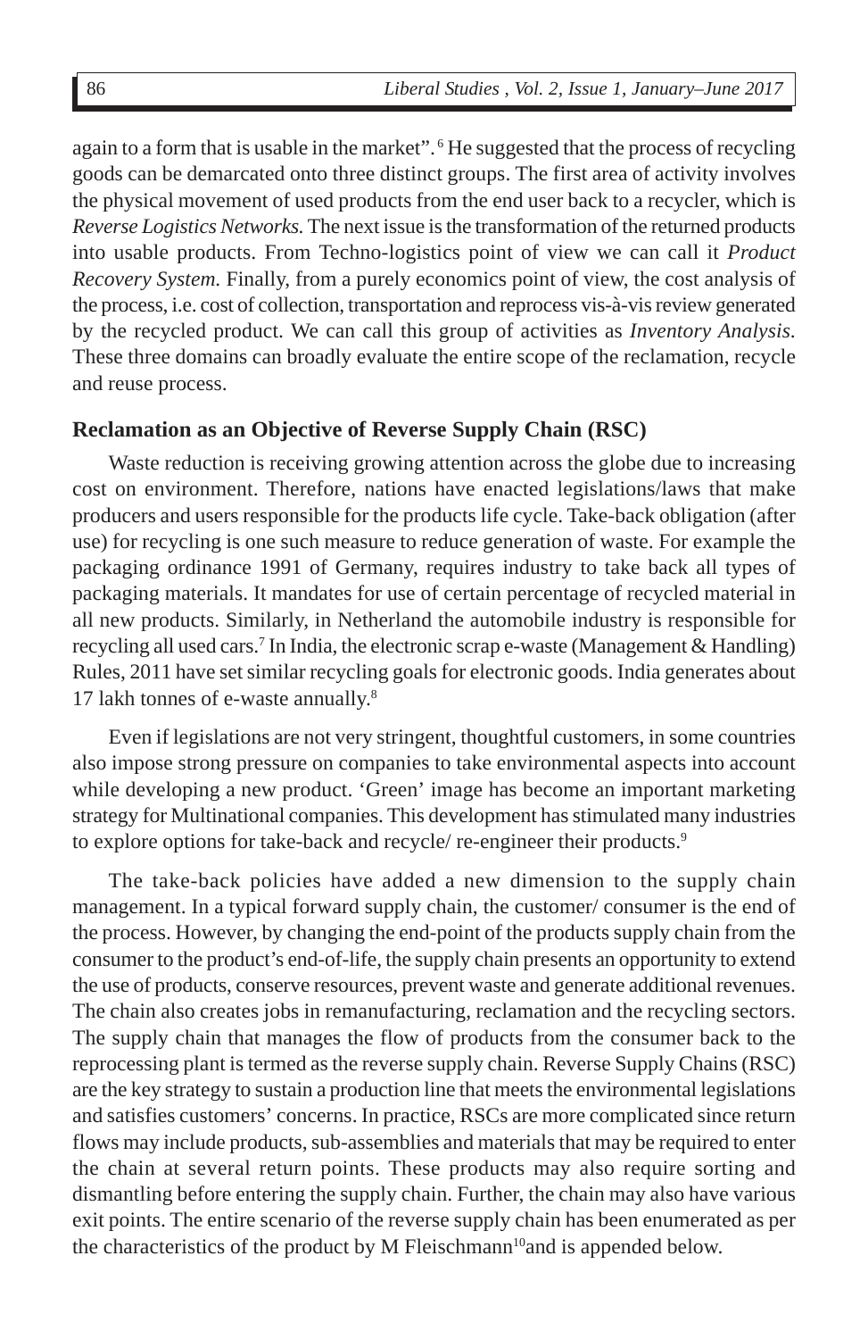again to a form that is usable in the market". [6] He suggested that the process of recycling goods can be demarcated onto three distinct groups. The first area of activity involves the physical movement of used products from the end user back to a recycler, which is *Reverse Logistics Networks.* The next issue is the transformation of the returned products into usable products. From Techno-logistics point of view we can call it *Product Recovery System.* Finally, from a purely economics point of view, the cost analysis of the process, i.e. cost of collection, transportation and reprocess vis-à-vis review generated by the recycled product. We can call this group of activities as *Inventory Analysis.* These three domains can broadly evaluate the entire scope of the reclamation, recycle and reuse process.

### Reclamation as an Objective of Reverse Supply Chain (RSC)

Waste reduction is receiving growing attention across the globe due to increasing cost on environment. Therefore, nations have enacted legislations/laws that make producers and users responsible for the products life cycle. Take-back obligation (after use) for recycling is one such measure to reduce generation of waste. For example the packaging ordinance 1991 of Germany, requires industry to take back all types of packaging materials. It mandates for use of certain percentage of recycled material in all new products. Similarly, in Netherland the automobile industry is responsible for recycling all used cars.[7] In India, the electronic scrap e-waste (Management & Handling) Rules, 2011 have set similar recycling goals for electronic goods. India generates about 17 lakh tonnes of e-waste annually.[8]

Even if legislations are not very stringent, thoughtful customers, in some countries also impose strong pressure on companies to take environmental aspects into account while developing a new product. 'Green' image has become an important marketing strategy for Multinational companies. This development has stimulated many industries to explore options for take-back and recycle/ re-engineer their products.[9]

The take-back policies have added a new dimension to the supply chain management. In a typical forward supply chain, the customer/ consumer is the end of the process. However, by changing the end-point of the products supply chain from the consumer to the product's end-of-life, the supply chain presents an opportunity to extend the use of products, conserve resources, prevent waste and generate additional revenues. The chain also creates jobs in remanufacturing, reclamation and the recycling sectors. The supply chain that manages the flow of products from the consumer back to the reprocessing plant is termed as the reverse supply chain. Reverse Supply Chains (RSC) are the key strategy to sustain a production line that meets the environmental legislations and satisfies customers' concerns. In practice, RSCs are more complicated since return flows may include products, sub-assemblies and materials that may be required to enter the chain at several return points. These products may also require sorting and dismantling before entering the supply chain. Further, the chain may also have various exit points. The entire scenario of the reverse supply chain has been enumerated as per the characteristics of the product by M Fleischmann[10]and is appended below.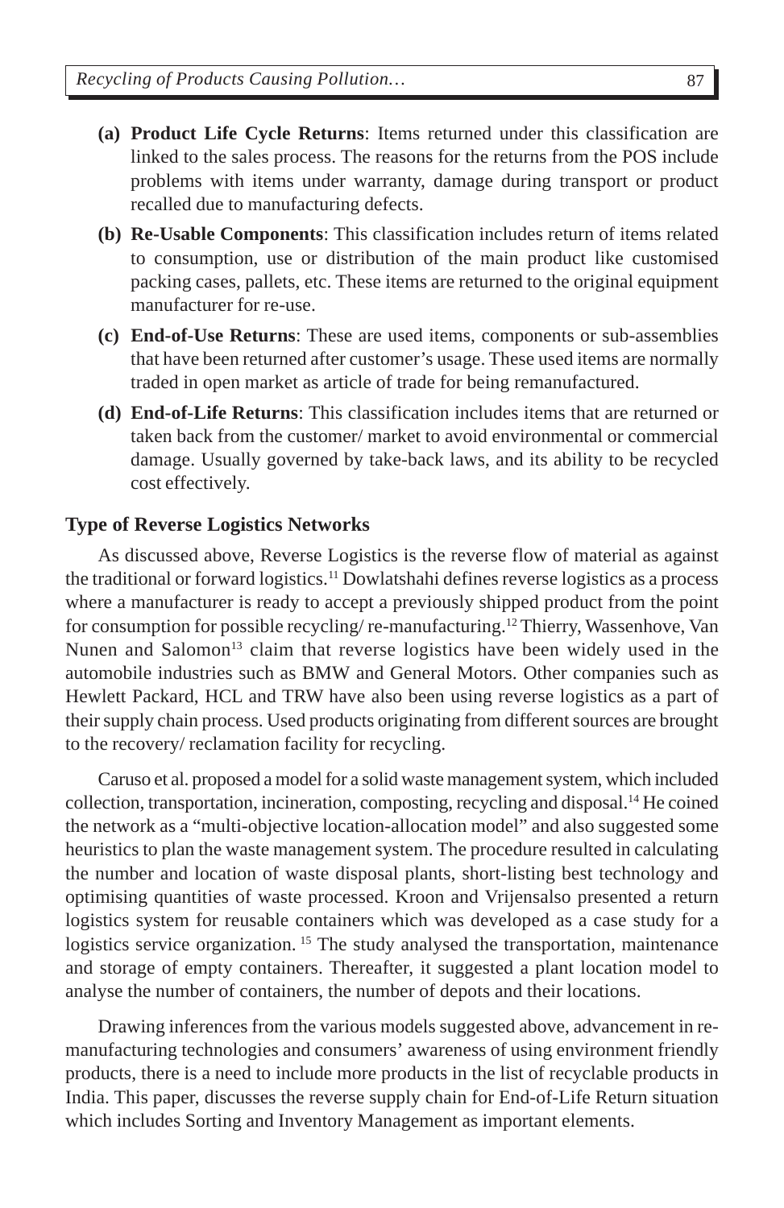- **(a) Product Life Cycle Returns**: Items returned under this classification are linked to the sales process. The reasons for the returns from the POS include problems with items under warranty, damage during transport or product recalled due to manufacturing defects.
- **(b) Re-Usable Components**: This classification includes return of items related to consumption, use or distribution of the main product like customised packing cases, pallets, etc. These items are returned to the original equipment manufacturer for re-use.
- **(c) End-of-Use Returns**: These are used items, components or sub-assemblies that have been returned after customer's usage. These used items are normally traded in open market as article of trade for being remanufactured.
- **(d) End-of-Life Returns**: This classification includes items that are returned or taken back from the customer/ market to avoid environmental or commercial damage. Usually governed by take-back laws, and its ability to be recycled cost effectively.

## Type of Reverse Logistics Networks

As discussed above, Reverse Logistics is the reverse flow of material as against the traditional or forward logistics.[11] Dowlatshahi defines reverse logistics as a process where a manufacturer is ready to accept a previously shipped product from the point for consumption for possible recycling/ re-manufacturing.[12] Thierry, Wassenhove, Van Nunen and Salomon[13] claim that reverse logistics have been widely used in the automobile industries such as BMW and General Motors. Other companies such as Hewlett Packard, HCL and TRW have also been using reverse logistics as a part of their supply chain process. Used products originating from different sources are brought to the recovery/ reclamation facility for recycling.

Caruso et al. proposed a model for a solid waste management system, which included collection, transportation, incineration, composting, recycling and disposal.[14] He coined the network as a "multi-objective location-allocation model" and also suggested some heuristics to plan the waste management system. The procedure resulted in calculating the number and location of waste disposal plants, short-listing best technology and optimising quantities of waste processed. Kroon and Vrijensalso presented a return logistics system for reusable containers which was developed as a case study for a logistics service organization. [15] The study analysed the transportation, maintenance and storage of empty containers. Thereafter, it suggested a plant location model to analyse the number of containers, the number of depots and their locations.

Drawing inferences from the various models suggested above, advancement in re-manufacturing technologies and consumers' awareness of using environment friendly products, there is a need to include more products in the list of recyclable products in India. This paper, discusses the reverse supply chain for End-of-Life Return situation which includes Sorting and Inventory Management as important elements.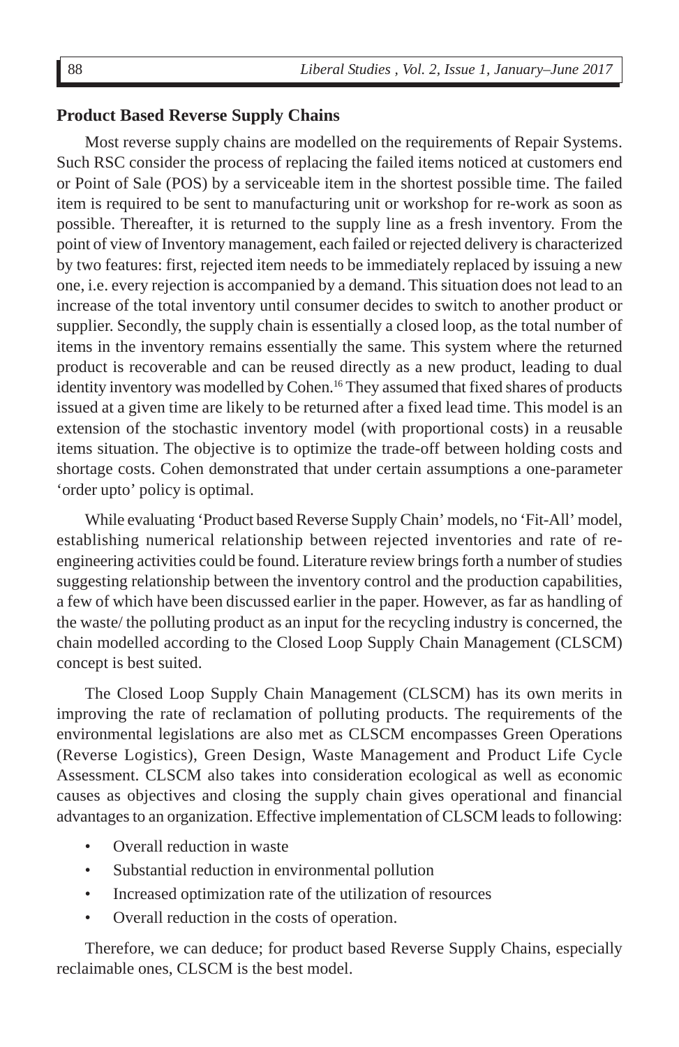## Product Based Reverse Supply Chains

Most reverse supply chains are modelled on the requirements of Repair Systems. Such RSC consider the process of replacing the failed items noticed at customers end or Point of Sale (POS) by a serviceable item in the shortest possible time. The failed item is required to be sent to manufacturing unit or workshop for re-work as soon as possible. Thereafter, it is returned to the supply line as a fresh inventory. From the point of view of Inventory management, each failed or rejected delivery is characterized by two features: first, rejected item needs to be immediately replaced by issuing a new one, i.e. every rejection is accompanied by a demand. This situation does not lead to an increase of the total inventory until consumer decides to switch to another product or supplier. Secondly, the supply chain is essentially a closed loop, as the total number of items in the inventory remains essentially the same. This system where the returned product is recoverable and can be reused directly as a new product, leading to dual identity inventory was modelled by Cohen.[16] They assumed that fixed shares of products issued at a given time are likely to be returned after a fixed lead time. This model is an extension of the stochastic inventory model (with proportional costs) in a reusable items situation. The objective is to optimize the trade-off between holding costs and shortage costs. Cohen demonstrated that under certain assumptions a one-parameter 'order upto' policy is optimal.

While evaluating 'Product based Reverse Supply Chain' models, no 'Fit-All' model, establishing numerical relationship between rejected inventories and rate of re-engineering activities could be found. Literature review brings forth a number of studies suggesting relationship between the inventory control and the production capabilities, a few of which have been discussed earlier in the paper. However, as far as handling of the waste/ the polluting product as an input for the recycling industry is concerned, the chain modelled according to the Closed Loop Supply Chain Management (CLSCM) concept is best suited.

The Closed Loop Supply Chain Management (CLSCM) has its own merits in improving the rate of reclamation of polluting products. The requirements of the environmental legislations are also met as CLSCM encompasses Green Operations (Reverse Logistics), Green Design, Waste Management and Product Life Cycle Assessment. CLSCM also takes into consideration ecological as well as economic causes as objectives and closing the supply chain gives operational and financial advantages to an organization. Effective implementation of CLSCM leads to following:

- Overall reduction in waste
- Substantial reduction in environmental pollution
- Increased optimization rate of the utilization of resources
- Overall reduction in the costs of operation.

Therefore, we can deduce; for product based Reverse Supply Chains, especially reclaimable ones, CLSCM is the best model.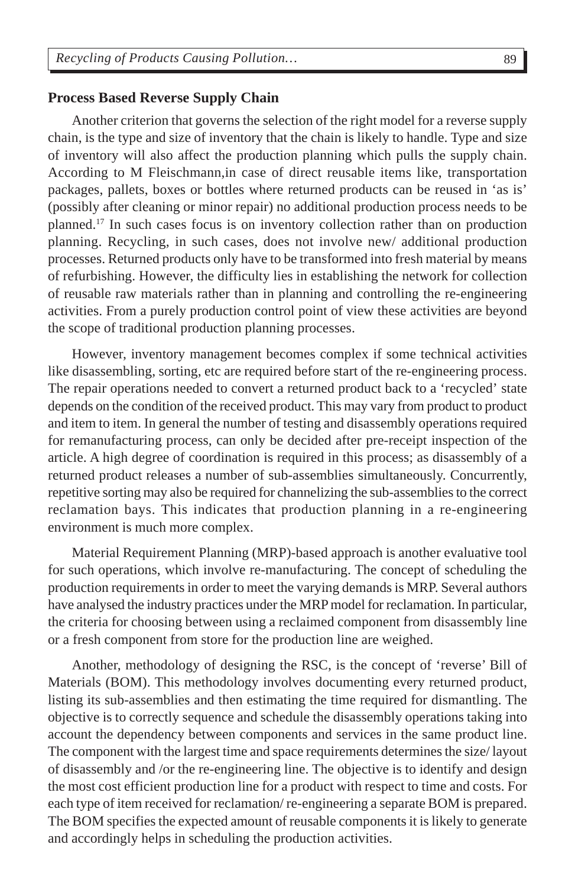## Process Based Reverse Supply Chain

Another criterion that governs the selection of the right model for a reverse supply chain, is the type and size of inventory that the chain is likely to handle. Type and size of inventory will also affect the production planning which pulls the supply chain. According to M Fleischmann,in case of direct reusable items like, transportation packages, pallets, boxes or bottles where returned products can be reused in 'as is' (possibly after cleaning or minor repair) no additional production process needs to be planned.[17] In such cases focus is on inventory collection rather than on production planning. Recycling, in such cases, does not involve new/ additional production processes. Returned products only have to be transformed into fresh material by means of refurbishing. However, the difficulty lies in establishing the network for collection of reusable raw materials rather than in planning and controlling the re-engineering activities. From a purely production control point of view these activities are beyond the scope of traditional production planning processes.

However, inventory management becomes complex if some technical activities like disassembling, sorting, etc are required before start of the re-engineering process. The repair operations needed to convert a returned product back to a 'recycled' state depends on the condition of the received product. This may vary from product to product and item to item. In general the number of testing and disassembly operations required for remanufacturing process, can only be decided after pre-receipt inspection of the article. A high degree of coordination is required in this process; as disassembly of a returned product releases a number of sub-assemblies simultaneously. Concurrently, repetitive sorting may also be required for channelizing the sub-assemblies to the correct reclamation bays. This indicates that production planning in a re-engineering environment is much more complex.

Material Requirement Planning (MRP)-based approach is another evaluative tool for such operations, which involve re-manufacturing. The concept of scheduling the production requirements in order to meet the varying demands is MRP. Several authors have analysed the industry practices under the MRP model for reclamation. In particular, the criteria for choosing between using a reclaimed component from disassembly line or a fresh component from store for the production line are weighed.

Another, methodology of designing the RSC, is the concept of 'reverse' Bill of Materials (BOM). This methodology involves documenting every returned product, listing its sub-assemblies and then estimating the time required for dismantling. The objective is to correctly sequence and schedule the disassembly operations taking into account the dependency between components and services in the same product line. The component with the largest time and space requirements determines the size/ layout of disassembly and /or the re-engineering line. The objective is to identify and design the most cost efficient production line for a product with respect to time and costs. For each type of item received for reclamation/ re-engineering a separate BOM is prepared. The BOM specifies the expected amount of reusable components it is likely to generate and accordingly helps in scheduling the production activities.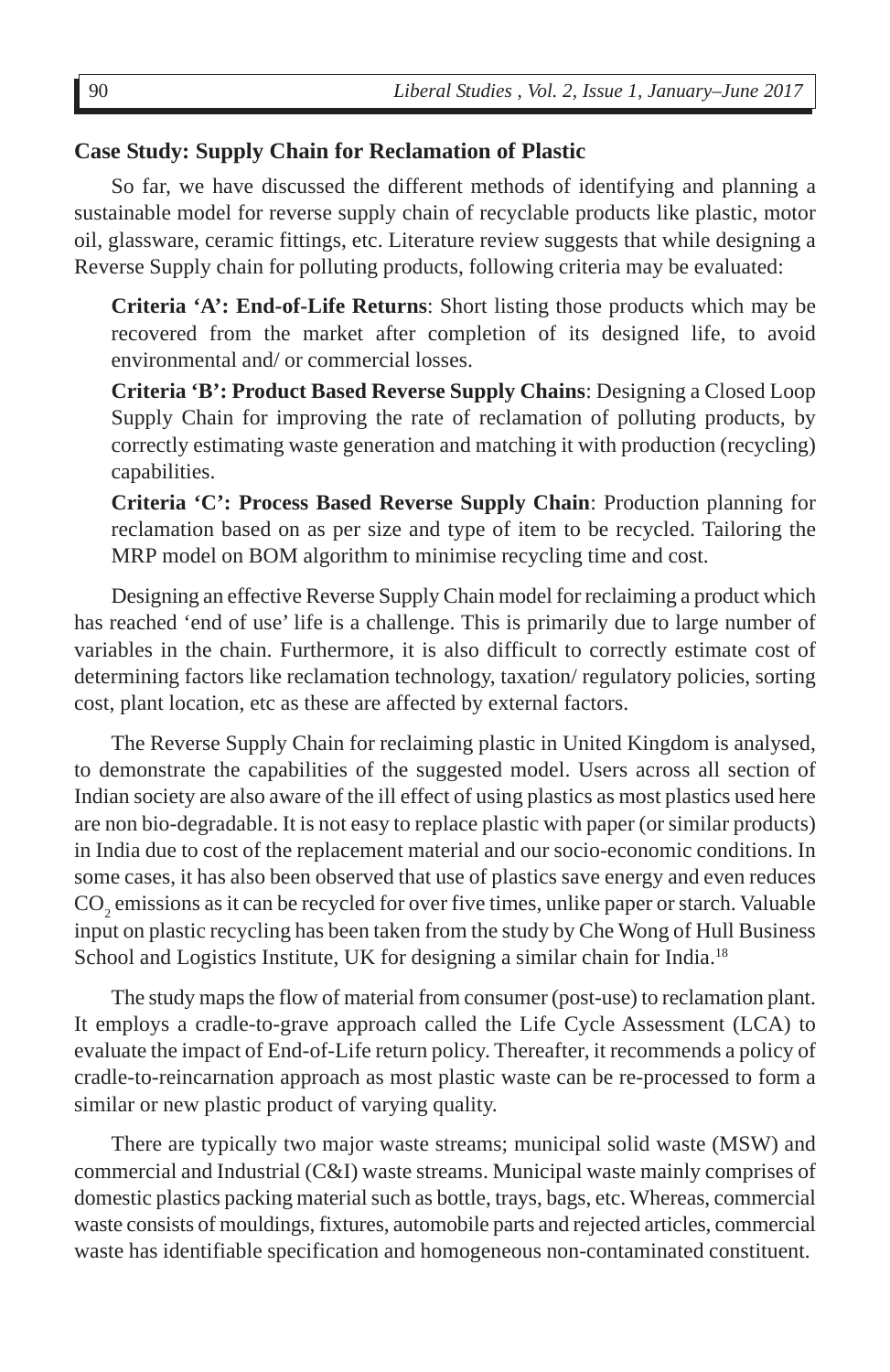### Case Study: Supply Chain for Reclamation of Plastic

So far, we have discussed the different methods of identifying and planning a sustainable model for reverse supply chain of recyclable products like plastic, motor oil, glassware, ceramic fittings, etc. Literature review suggests that while designing a Reverse Supply chain for polluting products, following criteria may be evaluated:

**Criteria 'A': End-of-Life Returns**: Short listing those products which may be recovered from the market after completion of its designed life, to avoid environmental and/ or commercial losses.

**Criteria 'B': Product Based Reverse Supply Chains**: Designing a Closed Loop Supply Chain for improving the rate of reclamation of polluting products, by correctly estimating waste generation and matching it with production (recycling) capabilities.

**Criteria 'C': Process Based Reverse Supply Chain**: Production planning for reclamation based on as per size and type of item to be recycled. Tailoring the MRP model on BOM algorithm to minimise recycling time and cost.

Designing an effective Reverse Supply Chain model for reclaiming a product which has reached 'end of use' life is a challenge. This is primarily due to large number of variables in the chain. Furthermore, it is also difficult to correctly estimate cost of determining factors like reclamation technology, taxation/ regulatory policies, sorting cost, plant location, etc as these are affected by external factors.

The Reverse Supply Chain for reclaiming plastic in United Kingdom is analysed, to demonstrate the capabilities of the suggested model. Users across all section of Indian society are also aware of the ill effect of using plastics as most plastics used here are non bio-degradable. It is not easy to replace plastic with paper (or similar products) in India due to cost of the replacement material and our socio-economic conditions. In some cases, it has also been observed that use of plastics save energy and even reduces $CO_2$ emissions as it can be recycled for over five times, unlike paper or starch. Valuable input on plastic recycling has been taken from the study by Che Wong of Hull Business School and Logistics Institute, UK for designing a similar chain for India.[18]

The study maps the flow of material from consumer (post-use) to reclamation plant. It employs a cradle-to-grave approach called the Life Cycle Assessment (LCA) to evaluate the impact of End-of-Life return policy. Thereafter, it recommends a policy of cradle-to-reincarnation approach as most plastic waste can be re-processed to form a similar or new plastic product of varying quality.

There are typically two major waste streams; municipal solid waste (MSW) and commercial and Industrial (C&I) waste streams. Municipal waste mainly comprises of domestic plastics packing material such as bottle, trays, bags, etc. Whereas, commercial waste consists of mouldings, fixtures, automobile parts and rejected articles, commercial waste has identifiable specification and homogeneous non-contaminated constituent.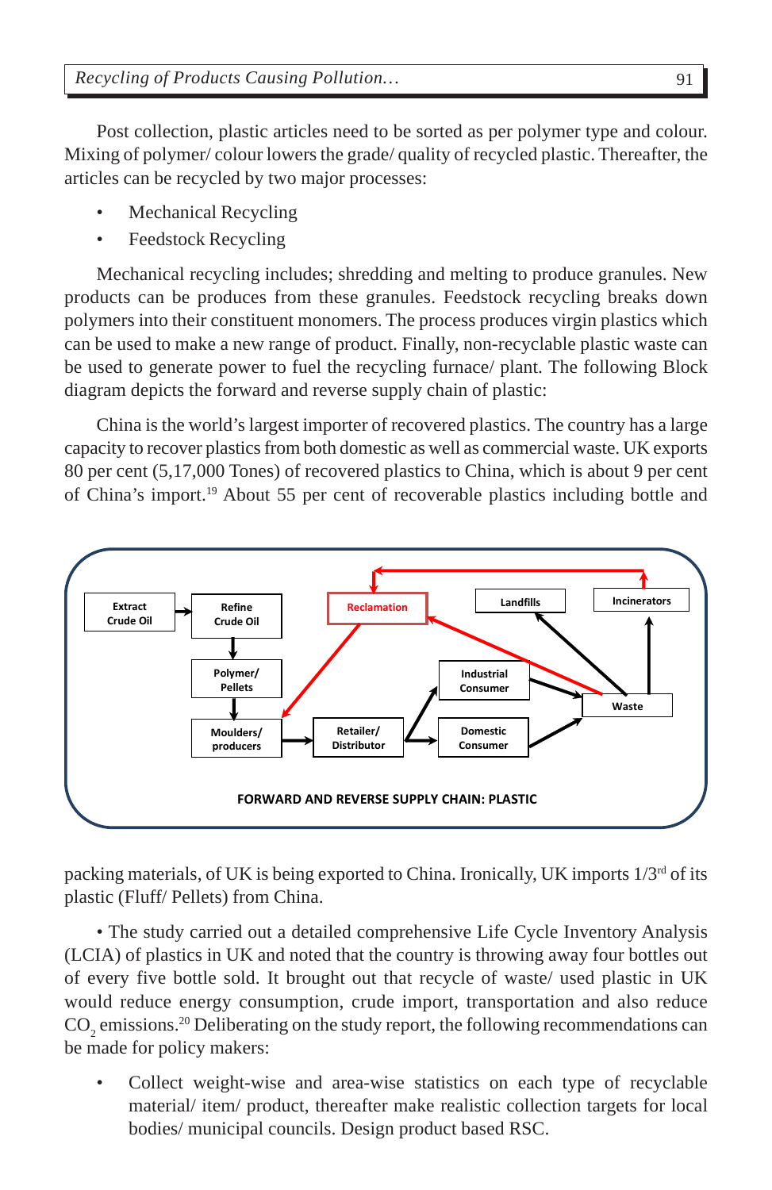Post collection, plastic articles need to be sorted as per polymer type and colour. Mixing of polymer/ colour lowers the grade/ quality of recycled plastic. Thereafter, the articles can be recycled by two major processes:

- Mechanical Recycling
- Feedstock Recycling

Mechanical recycling includes; shredding and melting to produce granules. New products can be produces from these granules. Feedstock recycling breaks down polymers into their constituent monomers. The process produces virgin plastics which can be used to make a new range of product. Finally, non-recyclable plastic waste can be used to generate power to fuel the recycling furnace/ plant. The following Block diagram depicts the forward and reverse supply chain of plastic:

China is the world's largest importer of recovered plastics. The country has a large capacity to recover plastics from both domestic as well as commercial waste. UK exports 80 per cent (5,17,000 Tones) of recovered plastics to China, which is about 9 per cent of China's import.[19] About 55 per cent of recoverable plastics including bottle and packing materials, of UK is being exported to China. Ironically, UK imports 1/3rd of its plastic (Fluff/ Pellets) from China.

FORWARD AND REVERSE SUPPLY CHAIN: PLASTIC

• The study carried out a detailed comprehensive Life Cycle Inventory Analysis (LCIA) of plastics in UK and noted that the country is throwing away four bottles out of every five bottle sold. It brought out that recycle of waste/ used plastic in UK would reduce energy consumption, crude import, transportation and also reduce $CO_2$ emissions.[20] Deliberating on the study report, the following recommendations can be made for policy makers:

- Collect weight-wise and area-wise statistics on each type of recyclable material/ item/ product, thereafter make realistic collection targets for local bodies/ municipal councils. Design product based RSC.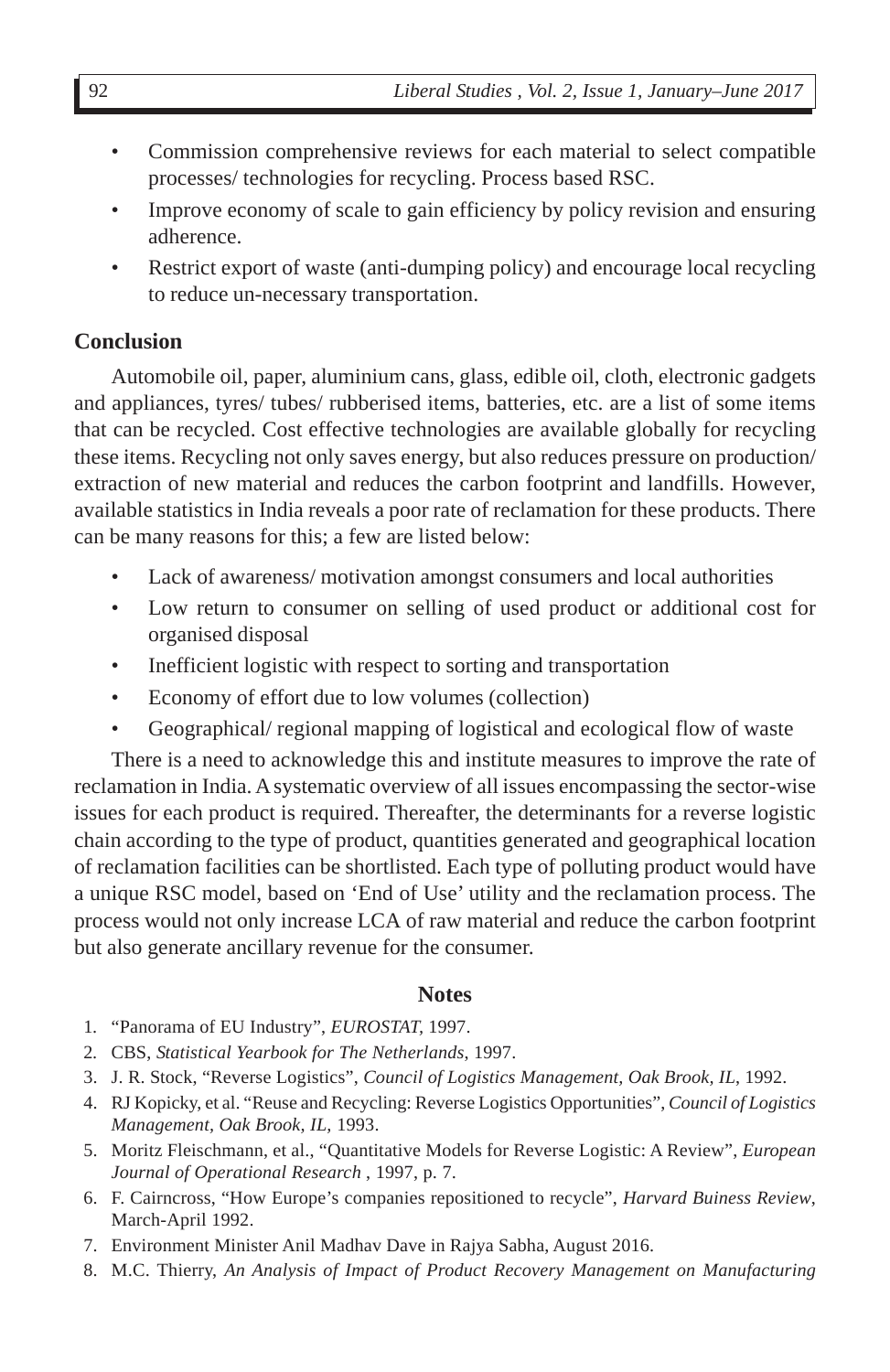- Commission comprehensive reviews for each material to select compatible processes/ technologies for recycling. Process based RSC.
- Improve economy of scale to gain efficiency by policy revision and ensuring adherence.
- Restrict export of waste (anti-dumping policy) and encourage local recycling to reduce un-necessary transportation.

## Conclusion

Automobile oil, paper, aluminium cans, glass, edible oil, cloth, electronic gadgets and appliances, tyres/ tubes/ rubberised items, batteries, etc. are a list of some items that can be recycled. Cost effective technologies are available globally for recycling these items. Recycling not only saves energy, but also reduces pressure on production/ extraction of new material and reduces the carbon footprint and landfills. However, available statistics in India reveals a poor rate of reclamation for these products. There can be many reasons for this; a few are listed below:

- Lack of awareness/ motivation amongst consumers and local authorities
- Low return to consumer on selling of used product or additional cost for organised disposal
- Inefficient logistic with respect to sorting and transportation
- Economy of effort due to low volumes (collection)
- Geographical/ regional mapping of logistical and ecological flow of waste

There is a need to acknowledge this and institute measures to improve the rate of reclamation in India. A systematic overview of all issues encompassing the sector-wise issues for each product is required. Thereafter, the determinants for a reverse logistic chain according to the type of product, quantities generated and geographical location of reclamation facilities can be shortlisted. Each type of polluting product would have a unique RSC model, based on 'End of Use' utility and the reclamation process. The process would not only increase LCA of raw material and reduce the carbon footprint but also generate ancillary revenue for the consumer.

### Notes

1. "Panorama of EU Industry", *EUROSTAT*, 1997.
2. CBS, *Statistical Yearbook for The Netherlands*, 1997.
3. J. R. Stock, "Reverse Logistics", *Council of Logistics Management, Oak Brook, IL*, 1992.
4. RJ Kopicky, et al. "Reuse and Recycling: Reverse Logistics Opportunities", *Council of Logistics Management, Oak Brook, IL*, 1993.
5. Moritz Fleischmann, et al., "Quantitative Models for Reverse Logistic: A Review", *European Journal of Operational Research* , 1997, p. 7.
6. F. Cairncross, "How Europe's companies repositioned to recycle", *Harvard Buiness Review*, March-April 1992.
7. Environment Minister Anil Madhav Dave in Rajya Sabha, August 2016.
8. M.C. Thierry, *An Analysis of Impact of Product Recovery Management on Manufacturing*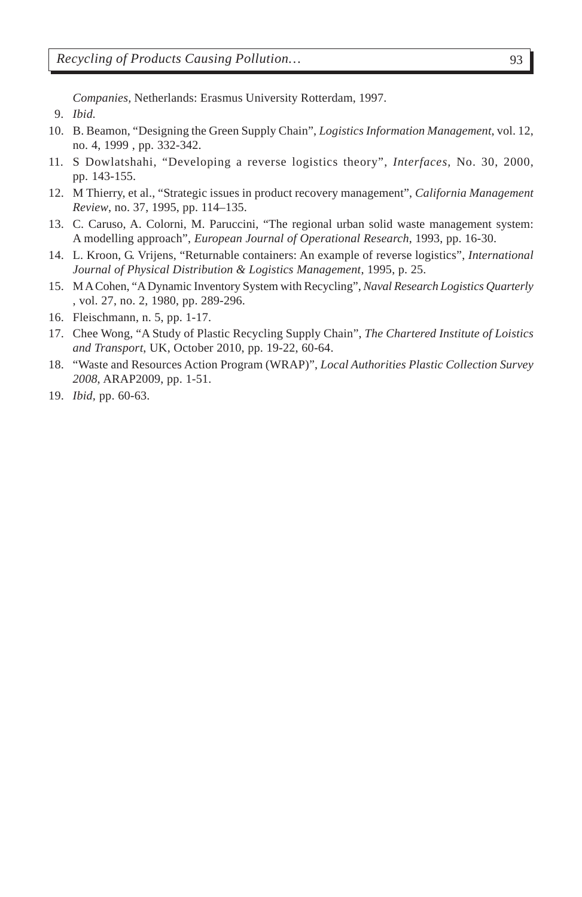*Companies*, Netherlands: Erasmus University Rotterdam, 1997.

9. *Ibid.*
10. B. Beamon, "Designing the Green Supply Chain", *Logistics Information Management*, vol. 12, no. 4, 1999 , pp. 332-342.
11. S Dowlatshahi, "Developing a reverse logistics theory", *Interfaces,* No. 30, 2000, pp. 143-155.
12. M Thierry, et al., "Strategic issues in product recovery management", *California Management Review*, no. 37, 1995, pp. 114–135.
13. C. Caruso, A. Colorni, M. Paruccini, "The regional urban solid waste management system: A modelling approach", *European Journal of Operational Research*, 1993, pp. 16-30.
14. L. Kroon, G. Vrijens, "Returnable containers: An example of reverse logistics", *International Journal of Physical Distribution & Logistics Management*, 1995, p. 25.
15. M A Cohen, "A Dynamic Inventory System with Recycling", *Naval Research Logistics Quarterly* , vol. 27, no. 2, 1980, pp. 289-296.
16. Fleischmann, n. 5, pp. 1-17.
17. Chee Wong, "A Study of Plastic Recycling Supply Chain", *The Chartered Institute of Loistics and Transport*, UK, October 2010, pp. 19-22, 60-64.
18. "Waste and Resources Action Program (WRAP)", *Local Authorities Plastic Collection Survey 2008*, ARAP2009, pp. 1-51.
19. *Ibid*, pp. 60-63.